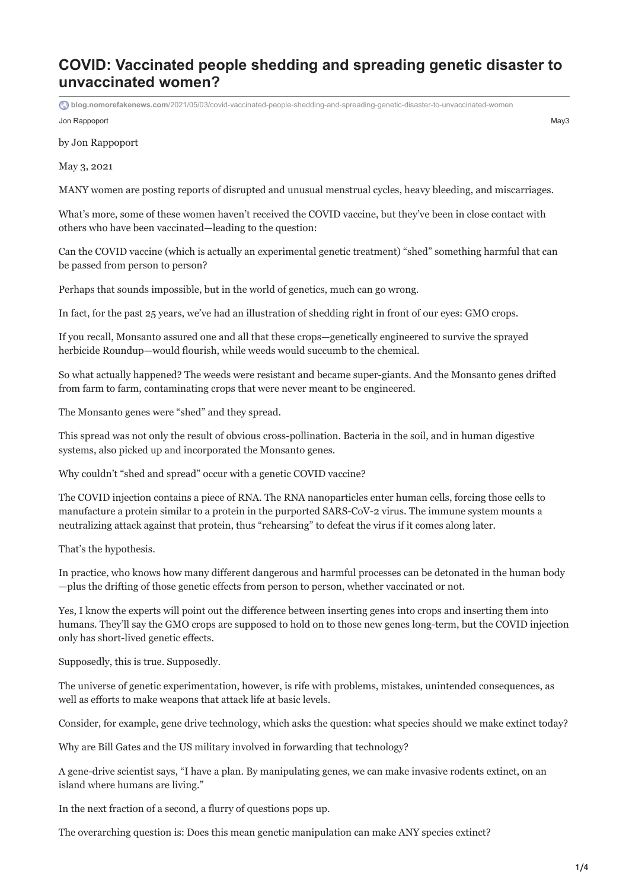# COVID: Vaccinated people shedding and spreading genetic disaster to unvaccinated women?

blog.nomorefakenews.com/2021/05/03/covid-vaccinated-people-shedding-and-spreading-genetic-disaster-to-unvaccinated-women

Jon Rappoport May3

by Jon Rappoport

May 3, 2021

MANY women are posting reports of disrupted and unusual menstrual cycles, heavy bleeding, and miscarriages.

What's more, some of these women haven't received the COVID vaccine, but they've been in close contact with others who have been vaccinated—leading to the question:

Can the COVID vaccine (which is actually an experimental genetic treatment) "shed" something harmful that can be passed from person to person?

Perhaps that sounds impossible, but in the world of genetics, much can go wrong.

In fact, for the past 25 years, we've had an illustration of shedding right in front of our eyes: GMO crops.

If you recall, Monsanto assured one and all that these crops—genetically engineered to survive the sprayed herbicide Roundup—would flourish, while weeds would succumb to the chemical.

So what actually happened? The weeds were resistant and became super-giants. And the Monsanto genes drifted from farm to farm, contaminating crops that were never meant to be engineered.

The Monsanto genes were "shed" and they spread.

This spread was not only the result of obvious cross-pollination. Bacteria in the soil, and in human digestive systems, also picked up and incorporated the Monsanto genes.

Why couldn't "shed and spread" occur with a genetic COVID vaccine?

The COVID injection contains a piece of RNA. The RNA nanoparticles enter human cells, forcing those cells to manufacture a protein similar to a protein in the purported SARS-CoV-2 virus. The immune system mounts a neutralizing attack against that protein, thus "rehearsing" to defeat the virus if it comes along later.

That's the hypothesis.

In practice, who knows how many different dangerous and harmful processes can be detonated in the human body —plus the drifting of those genetic effects from person to person, whether vaccinated or not.

Yes, I know the experts will point out the difference between inserting genes into crops and inserting them into humans. They'll say the GMO crops are supposed to hold on to those new genes long-term, but the COVID injection only has short-lived genetic effects.

Supposedly, this is true. Supposedly.

The universe of genetic experimentation, however, is rife with problems, mistakes, unintended consequences, as well as efforts to make weapons that attack life at basic levels.

Consider, for example, gene drive technology, which asks the question: what species should we make extinct today?

Why are Bill Gates and the US military involved in forwarding that technology?

A gene-drive scientist says, "I have a plan. By manipulating genes, we can make invasive rodents extinct, on an island where humans are living."

In the next fraction of a second, a flurry of questions pops up.

The overarching question is: Does this mean genetic manipulation can make ANY species extinct?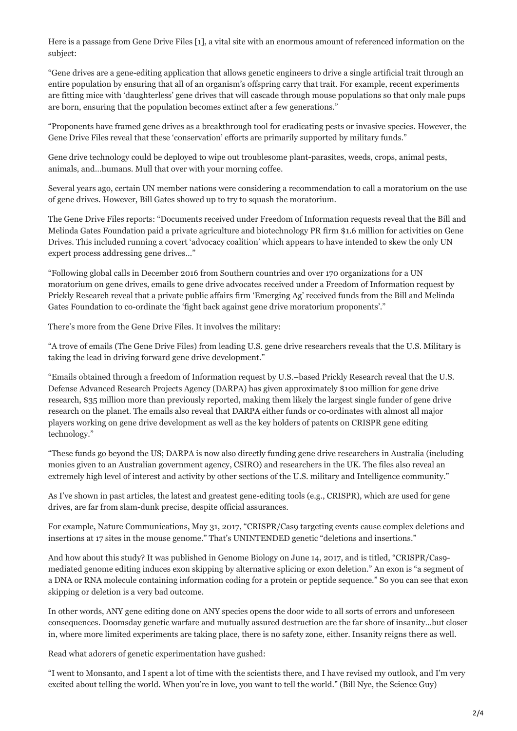Here is a passage from Gene Drive Files [1], a vital site with an enormous amount of referenced information on the subject:

"Gene drives are a gene-editing application that allows genetic engineers to drive a single artificial trait through an entire population by ensuring that all of an organism's offspring carry that trait. For example, recent experiments are fitting mice with 'daughterless' gene drives that will cascade through mouse populations so that only male pups are born, ensuring that the population becomes extinct after a few generations."

"Proponents have framed gene drives as a breakthrough tool for eradicating pests or invasive species. However, the Gene Drive Files reveal that these 'conservation' efforts are primarily supported by military funds."

Gene drive technology could be deployed to wipe out troublesome plant-parasites, weeds, crops, animal pests, animals, and…humans. Mull that over with your morning coffee.

Several years ago, certain UN member nations were considering a recommendation to call a moratorium on the use of gene drives. However, Bill Gates showed up to try to squash the moratorium.

The Gene Drive Files reports: "Documents received under Freedom of Information requests reveal that the Bill and Melinda Gates Foundation paid a private agriculture and biotechnology PR firm $1.6 million for activities on Gene Drives. This included running a covert 'advocacy coalition' which appears to have intended to skew the only UN expert process addressing gene drives…"

"Following global calls in December 2016 from Southern countries and over 170 organizations for a UN moratorium on gene drives, emails to gene drive advocates received under a Freedom of Information request by Prickly Research reveal that a private public affairs firm 'Emerging Ag' received funds from the Bill and Melinda Gates Foundation to co-ordinate the 'fight back against gene drive moratorium proponents'."

There's more from the Gene Drive Files. It involves the military:

"A trove of emails (The Gene Drive Files) from leading U.S. gene drive researchers reveals that the U.S. Military is taking the lead in driving forward gene drive development."

"Emails obtained through a freedom of Information request by U.S.–based Prickly Research reveal that the U.S. Defense Advanced Research Projects Agency (DARPA) has given approximately $100 million for gene drive research, $35 million more than previously reported, making them likely the largest single funder of gene drive research on the planet. The emails also reveal that DARPA either funds or co-ordinates with almost all major players working on gene drive development as well as the key holders of patents on CRISPR gene editing technology."

"These funds go beyond the US; DARPA is now also directly funding gene drive researchers in Australia (including monies given to an Australian government agency, CSIRO) and researchers in the UK. The files also reveal an extremely high level of interest and activity by other sections of the U.S. military and Intelligence community."

As I've shown in past articles, the latest and greatest gene-editing tools (e.g., CRISPR), which are used for gene drives, are far from slam-dunk precise, despite official assurances.

For example, Nature Communications, May 31, 2017, "CRISPR/Cas9 targeting events cause complex deletions and insertions at 17 sites in the mouse genome." That's UNINTENDED genetic "deletions and insertions."

And how about this study? It was published in Genome Biology on June 14, 2017, and is titled, "CRISPR/Cas9-mediated genome editing induces exon skipping by alternative splicing or exon deletion." An exon is "a segment of a DNA or RNA molecule containing information coding for a protein or peptide sequence." So you can see that exon skipping or deletion is a very bad outcome.

In other words, ANY gene editing done on ANY species opens the door wide to all sorts of errors and unforeseen consequences. Doomsday genetic warfare and mutually assured destruction are the far shore of insanity…but closer in, where more limited experiments are taking place, there is no safety zone, either. Insanity reigns there as well.

Read what adorers of genetic experimentation have gushed:

"I went to Monsanto, and I spent a lot of time with the scientists there, and I have revised my outlook, and I'm very excited about telling the world. When you're in love, you want to tell the world." (Bill Nye, the Science Guy)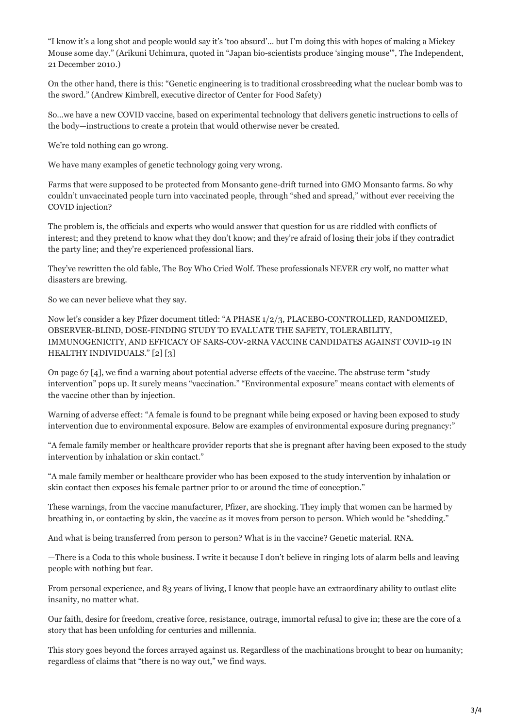"I know it's a long shot and people would say it's 'too absurd'... but I'm doing this with hopes of making a Mickey Mouse some day." (Arikuni Uchimura, quoted in "Japan bio-scientists produce 'singing mouse'", The Independent, 21 December 2010.)

On the other hand, there is this: "Genetic engineering is to traditional crossbreeding what the nuclear bomb was to the sword." (Andrew Kimbrell, executive director of Center for Food Safety)

So...we have a new COVID vaccine, based on experimental technology that delivers genetic instructions to cells of the body—instructions to create a protein that would otherwise never be created.

We're told nothing can go wrong.

We have many examples of genetic technology going very wrong.

Farms that were supposed to be protected from Monsanto gene-drift turned into GMO Monsanto farms. So why couldn't unvaccinated people turn into vaccinated people, through "shed and spread," without ever receiving the COVID injection?

The problem is, the officials and experts who would answer that question for us are riddled with conflicts of interest; and they pretend to know what they don't know; and they're afraid of losing their jobs if they contradict the party line; and they're experienced professional liars.

They've rewritten the old fable, The Boy Who Cried Wolf. These professionals NEVER cry wolf, no matter what disasters are brewing.

So we can never believe what they say.

Now let's consider a key Pfizer document titled: "A PHASE 1/2/3, PLACEBO-CONTROLLED, RANDOMIZED, OBSERVER-BLIND, DOSE-FINDING STUDY TO EVALUATE THE SAFETY, TOLERABILITY, IMMUNOGENICITY, AND EFFICACY OF SARS-COV-2RNA VACCINE CANDIDATES AGAINST COVID-19 IN HEALTHY INDIVIDUALS." [2] [3]

On page 67 [4], we find a warning about potential adverse effects of the vaccine. The abstruse term "study intervention" pops up. It surely means "vaccination." "Environmental exposure" means contact with elements of the vaccine other than by injection.

Warning of adverse effect: "A female is found to be pregnant while being exposed or having been exposed to study intervention due to environmental exposure. Below are examples of environmental exposure during pregnancy:"

"A female family member or healthcare provider reports that she is pregnant after having been exposed to the study intervention by inhalation or skin contact."

"A male family member or healthcare provider who has been exposed to the study intervention by inhalation or skin contact then exposes his female partner prior to or around the time of conception."

These warnings, from the vaccine manufacturer, Pfizer, are shocking. They imply that women can be harmed by breathing in, or contacting by skin, the vaccine as it moves from person to person. Which would be "shedding."

And what is being transferred from person to person? What is in the vaccine? Genetic material. RNA.

—There is a Coda to this whole business. I write it because I don't believe in ringing lots of alarm bells and leaving people with nothing but fear.

From personal experience, and 83 years of living, I know that people have an extraordinary ability to outlast elite insanity, no matter what.

Our faith, desire for freedom, creative force, resistance, outrage, immortal refusal to give in; these are the core of a story that has been unfolding for centuries and millennia.

This story goes beyond the forces arrayed against us. Regardless of the machinations brought to bear on humanity; regardless of claims that "there is no way out," we find ways.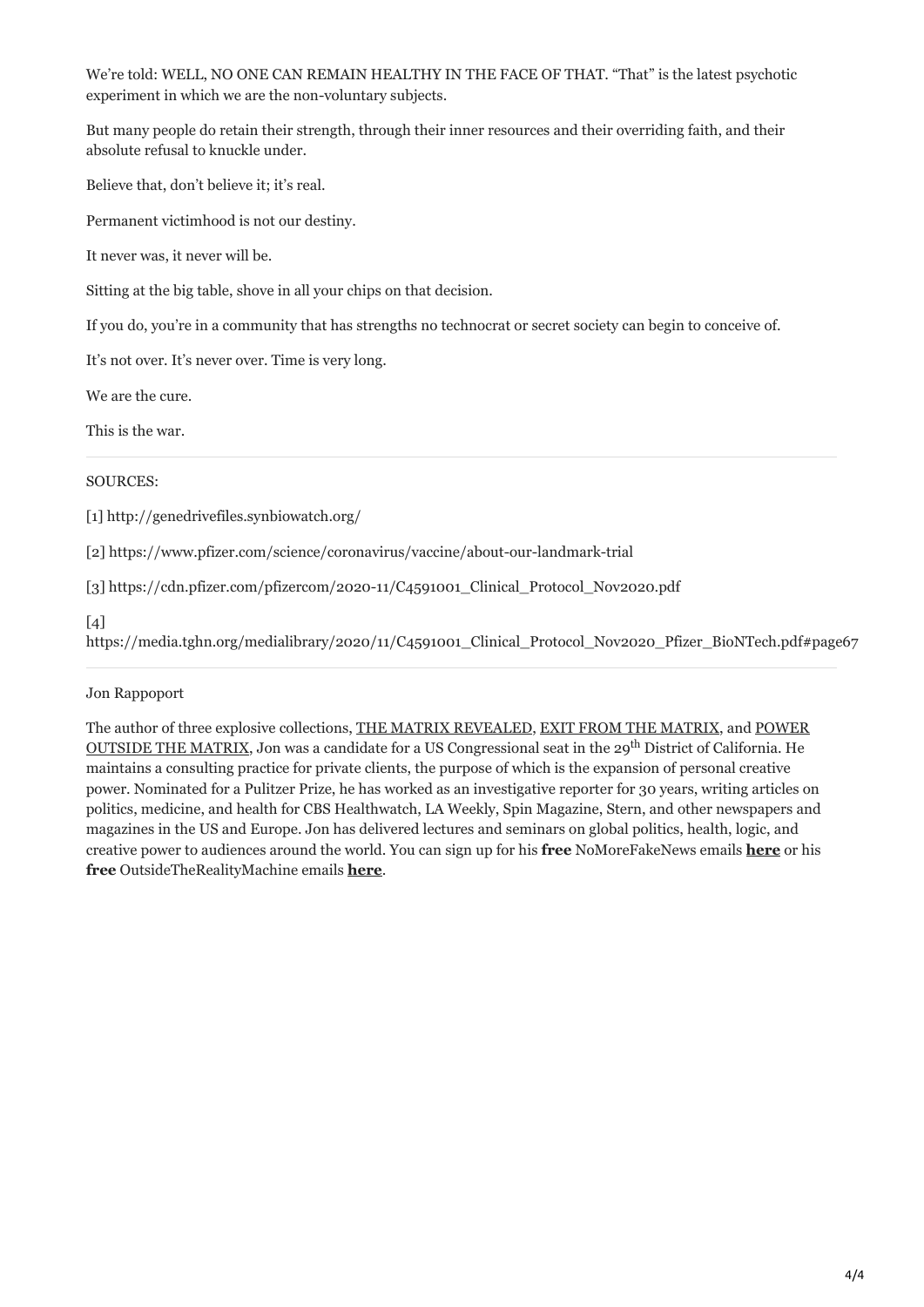We're told: WELL, NO ONE CAN REMAIN HEALTHY IN THE FACE OF THAT. "That" is the latest psychotic experiment in which we are the non-voluntary subjects.

But many people do retain their strength, through their inner resources and their overriding faith, and their absolute refusal to knuckle under.

Believe that, don't believe it; it's real.

Permanent victimhood is not our destiny.

It never was, it never will be.

Sitting at the big table, shove in all your chips on that decision.

If you do, you're in a community that has strengths no technocrat or secret society can begin to conceive of.

It's not over. It's never over. Time is very long.

We are the cure.

This is the war.

---

SOURCES:

[1] http://genedrivefiles.synbiowatch.org/

[2] https://www.pfizer.com/science/coronavirus/vaccine/about-our-landmark-trial

[3] https://cdn.pfizer.com/pfizercom/2020-11/C4591001_Clinical_Protocol_Nov2020.pdf

[4]
https://media.tghn.org/medialibrary/2020/11/C4591001_Clinical_Protocol_Nov2020_Pfizer_BioNTech.pdf#page67

---

Jon Rappoport

The author of three explosive collections, THE MATRIX REVEALED, EXIT FROM THE MATRIX, and POWER OUTSIDE THE MATRIX, Jon was a candidate for a US Congressional seat in the 29th District of California. He maintains a consulting practice for private clients, the purpose of which is the expansion of personal creative power. Nominated for a Pulitzer Prize, he has worked as an investigative reporter for 30 years, writing articles on politics, medicine, and health for CBS Healthwatch, LA Weekly, Spin Magazine, Stern, and other newspapers and magazines in the US and Europe. Jon has delivered lectures and seminars on global politics, health, logic, and creative power to audiences around the world. You can sign up for his **free** NoMoreFakeNews emails **here** or his **free** OutsideTheRealityMachine emails **here**.